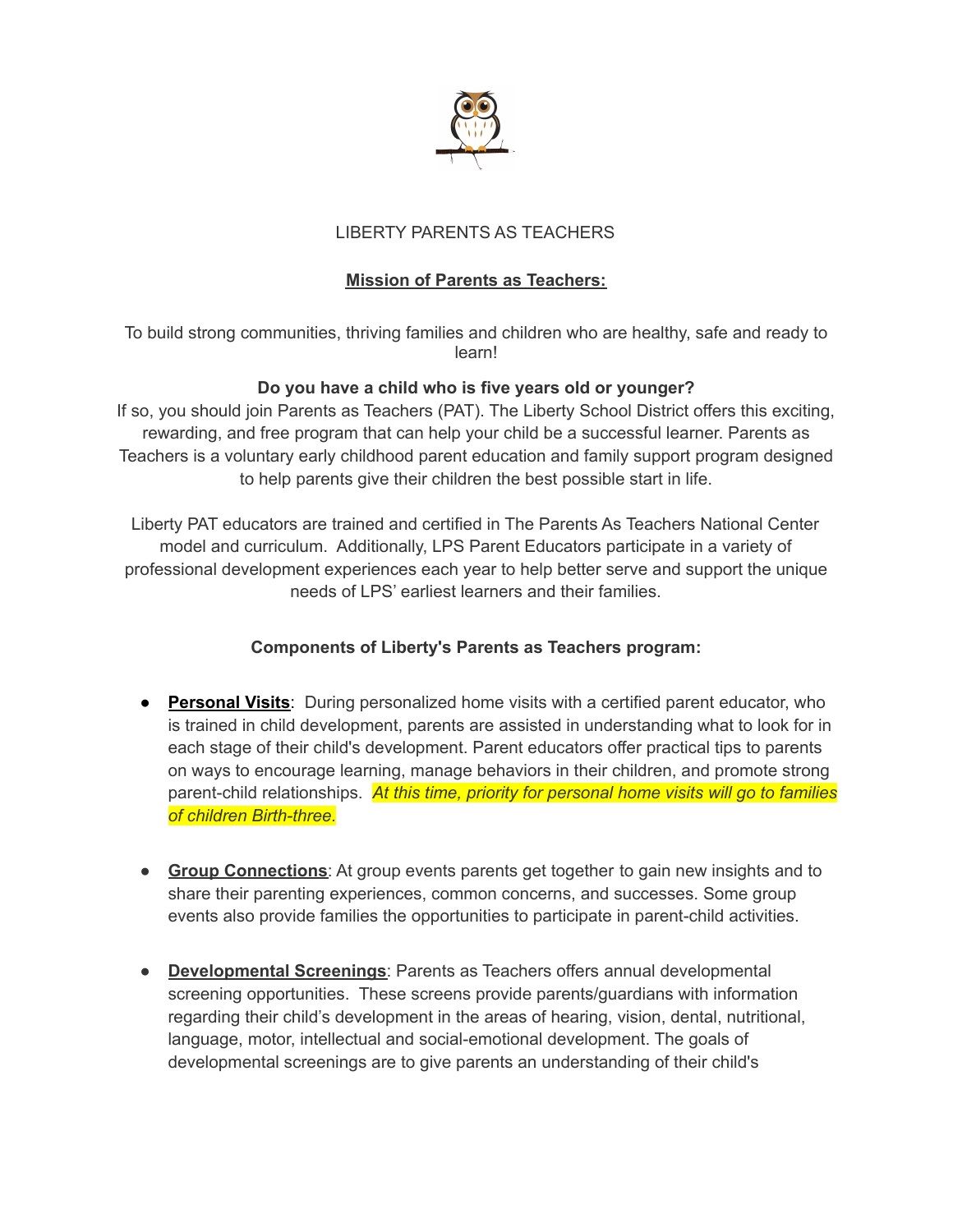# LIBERTY PARENTS AS TEACHERS

## Mission of Parents as Teachers:

To build strong communities, thriving families and children who are healthy, safe and ready to learn!

**Do you have a child who is five years old or younger?**

If so, you should join Parents as Teachers (PAT). The Liberty School District offers this exciting, rewarding, and free program that can help your child be a successful learner. Parents as Teachers is a voluntary early childhood parent education and family support program designed to help parents give their children the best possible start in life.

Liberty PAT educators are trained and certified in The Parents As Teachers National Center model and curriculum. Additionally, LPS Parent Educators participate in a variety of professional development experiences each year to help better serve and support the unique needs of LPS' earliest learners and their families.

**Components of Liberty's Parents as Teachers program:**

- **Personal Visits**: During personalized home visits with a certified parent educator, who is trained in child development, parents are assisted in understanding what to look for in each stage of their child's development. Parent educators offer practical tips to parents on ways to encourage learning, manage behaviors in their children, and promote strong parent-child relationships. *At this time, priority for personal home visits will go to families of children Birth-three.*

- **Group Connections**: At group events parents get together to gain new insights and to share their parenting experiences, common concerns, and successes. Some group events also provide families the opportunities to participate in parent-child activities.

- **Developmental Screenings**: Parents as Teachers offers annual developmental screening opportunities. These screens provide parents/guardians with information regarding their child's development in the areas of hearing, vision, dental, nutritional, language, motor, intellectual and social-emotional development. The goals of developmental screenings are to give parents an understanding of their child's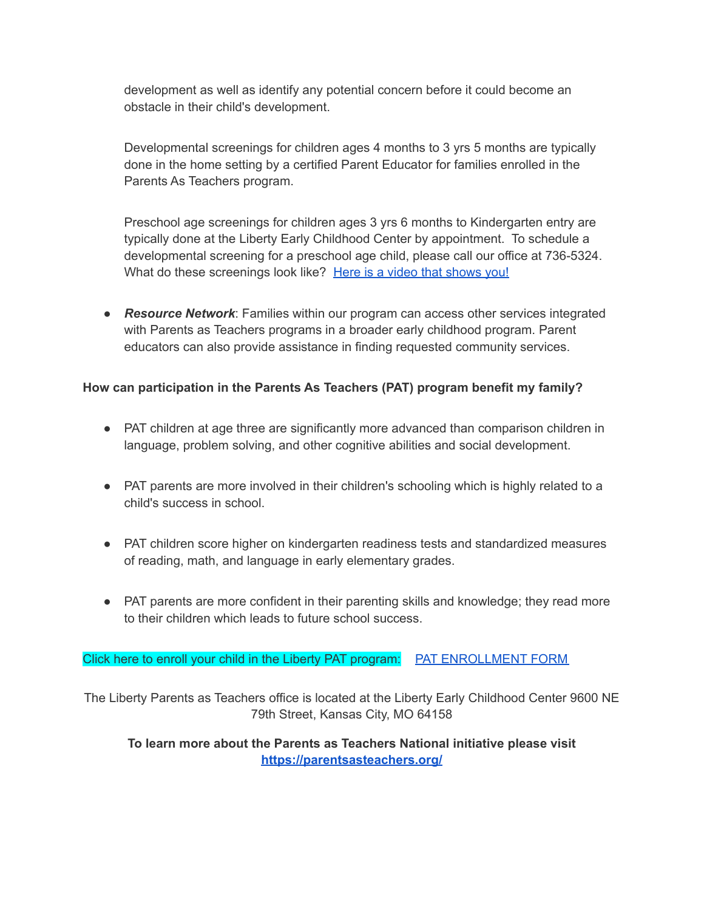development as well as identify any potential concern before it could become an obstacle in their child's development.

Developmental screenings for children ages 4 months to 3 yrs 5 months are typically done in the home setting by a certified Parent Educator for families enrolled in the Parents As Teachers program.

Preschool age screenings for children ages 3 yrs 6 months to Kindergarten entry are typically done at the Liberty Early Childhood Center by appointment. To schedule a developmental screening for a preschool age child, please call our office at 736-5324. What do these screenings look like? Here is a video that shows you!

- ***Resource Network***: Families within our program can access other services integrated with Parents as Teachers programs in a broader early childhood program. Parent educators can also provide assistance in finding requested community services.

**How can participation in the Parents As Teachers (PAT) program benefit my family?**

- PAT children at age three are significantly more advanced than comparison children in language, problem solving, and other cognitive abilities and social development.

- PAT parents are more involved in their children's schooling which is highly related to a child's success in school.

- PAT children score higher on kindergarten readiness tests and standardized measures of reading, math, and language in early elementary grades.

- PAT parents are more confident in their parenting skills and knowledge; they read more to their children which leads to future school success.

Click here to enroll your child in the Liberty PAT program: PAT ENROLLMENT FORM

The Liberty Parents as Teachers office is located at the Liberty Early Childhood Center 9600 NE 79th Street, Kansas City, MO 64158

**To learn more about the Parents as Teachers National initiative please visit https://parentsasteachers.org/**